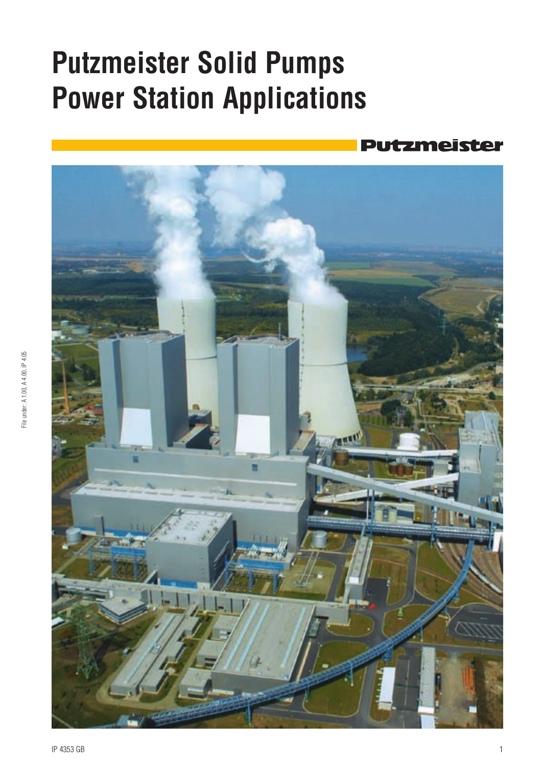# Putzmeister Solid Pumps Power Station Applications

Putzmeister

File under: A 1.00, A 4.00, IP 4.05

IP 4353 GB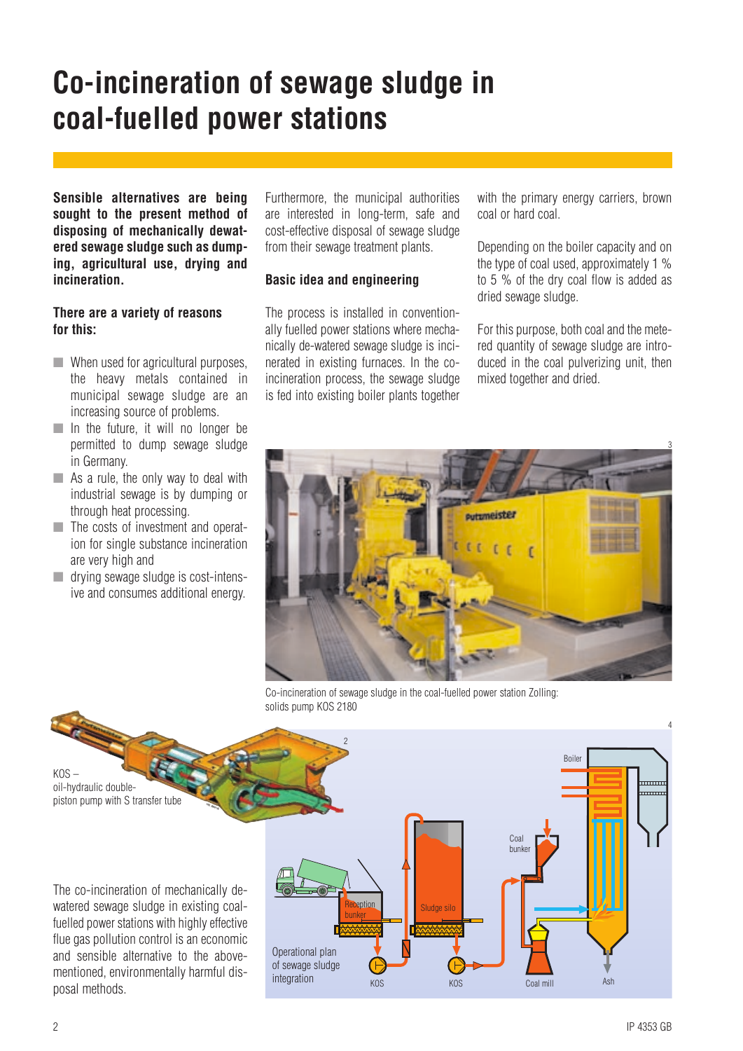# Co-incineration of sewage sludge in coal-fuelled power stations

**Sensible alternatives are being sought to the present method of disposing of mechanically dewatered sewage sludge such as dumping, agricultural use, drying and incineration.**

### There are a variety of reasons for this:

- When used for agricultural purposes, the heavy metals contained in municipal sewage sludge are an increasing source of problems.
- In the future, it will no longer be permitted to dump sewage sludge in Germany.
- As a rule, the only way to deal with industrial sewage is by dumping or through heat processing.
- The costs of investment and operation for single substance incineration are very high and
- drying sewage sludge is cost-intensive and consumes additional energy.

Furthermore, the municipal authorities are interested in long-term, safe and cost-effective disposal of sewage sludge from their sewage treatment plants.

### Basic idea and engineering

The process is installed in conventionally fuelled power stations where mechanically de-watered sewage sludge is incinerated in existing furnaces. In the co-incineration process, the sewage sludge is fed into existing boiler plants together with the primary energy carriers, brown coal or hard coal.

Depending on the boiler capacity and on the type of coal used, approximately 1 % to 5 % of the dry coal flow is added as dried sewage sludge.

For this purpose, both coal and the metered quantity of sewage sludge are introduced in the coal pulverizing unit, then mixed together and dried.

Co-incineration of sewage sludge in the coal-fuelled power station Zolling: solids pump KOS 2180

KOS – oil-hydraulic double-piston pump with S transfer tube

The co-incineration of mechanically de-watered sewage sludge in existing coal-fuelled power stations with highly effective flue gas pollution control is an economic and sensible alternative to the above-mentioned, environmentally harmful disposal methods.

Operational plan of sewage sludge integration

IP 4353 GB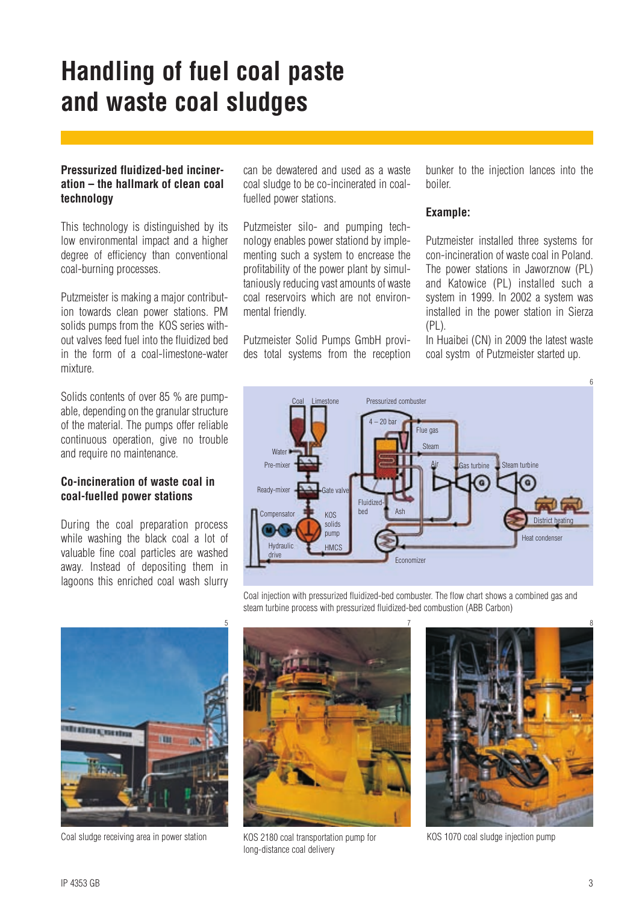# Handling of fuel coal paste and waste coal sludges

**Pressurized fluidized-bed incineration – the hallmark of clean coal technology**

This technology is distinguished by its low environmental impact and a higher degree of efficiency than conventional coal-burning processes.

Putzmeister is making a major contribution towards clean power stations. PM solids pumps from the KOS series without valves feed fuel into the fluidized bed in the form of a coal-limestone-water mixture.

Solids contents of over 85 % are pumpable, depending on the granular structure of the material. The pumps offer reliable continuous operation, give no trouble and require no maintenance.

**Co-incineration of waste coal in coal-fuelled power stations**

During the coal preparation process while washing the black coal a lot of valuable fine coal particles are washed away. Instead of depositing them in lagoons this enriched coal wash slurry can be dewatered and used as a waste coal sludge to be co-incinerated in coal-fuelled power stations.

Putzmeister silo- and pumping technology enables power stationd by implementing such a system to encrease the profitability of the power plant by simultaniously reducing vast amounts of waste coal reservoirs which are not environmental friendly.

Putzmeister Solid Pumps GmbH provides total systems from the reception bunker to the injection lances into the boiler.

**Example:**

Putzmeister installed three systems for con-incineration of waste coal in Poland. The power stations in Jaworznow (PL) and Katowice (PL) installed such a system in 1999. In 2002 a system was installed in the power station in Sierza (PL).
In Huaibei (CN) in 2009 the latest waste coal systm of Putzmeister started up.

Coal injection with pressurized fluidized-bed combuster. The flow chart shows a combined gas and steam turbine process with pressurized fluidized-bed combustion (ABB Carbon)

Coal sludge receiving area in power station

KOS 2180 coal transportation pump for long-distance coal delivery

KOS 1070 coal sludge injection pump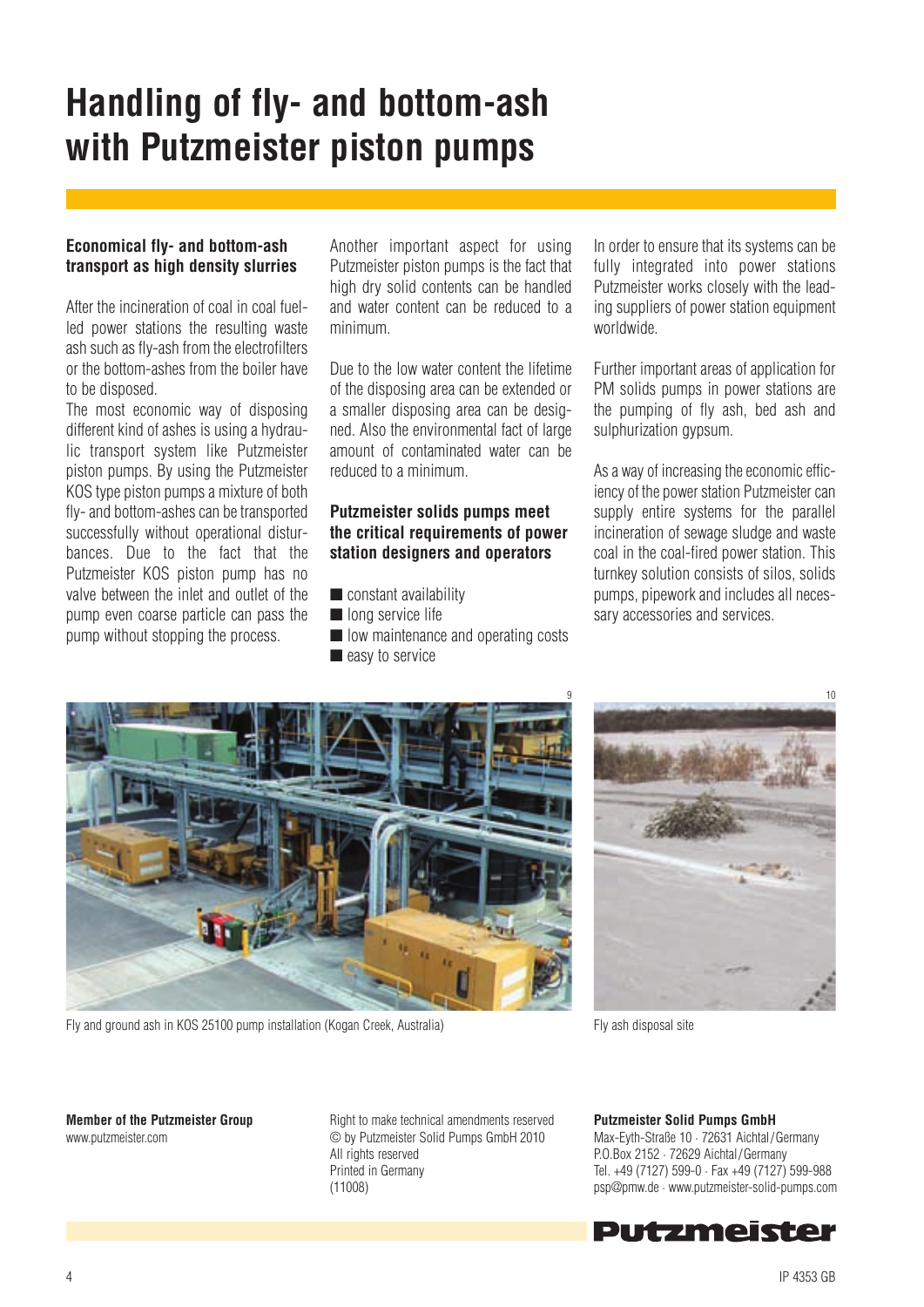# Handling of fly- and bottom-ash with Putzmeister piston pumps

### Economical fly- and bottom-ash transport as high density slurries

After the incineration of coal in coal fuelled power stations the resulting waste ash such as fly-ash from the electrofilters or the bottom-ashes from the boiler have to be disposed.

The most economic way of disposing different kind of ashes is using a hydraulic transport system like Putzmeister piston pumps. By using the Putzmeister KOS type piston pumps a mixture of both fly- and bottom-ashes can be transported successfully without operational disturbances. Due to the fact that the Putzmeister KOS piston pump has no valve between the inlet and outlet of the pump even coarse particle can pass the pump without stopping the process.

Another important aspect for using Putzmeister piston pumps is the fact that high dry solid contents can be handled and water content can be reduced to a minimum.

Due to the low water content the lifetime of the disposing area can be extended or a smaller disposing area can be designed. Also the environmental fact of large amount of contaminated water can be reduced to a minimum.

### Putzmeister solids pumps meet the critical requirements of power station designers and operators

- constant availability
- long service life
- low maintenance and operating costs
- easy to service

In order to ensure that its systems can be fully integrated into power stations Putzmeister works closely with the leading suppliers of power station equipment worldwide.

Further important areas of application for PM solids pumps in power stations are the pumping of fly ash, bed ash and sulphurization gypsum.

As a way of increasing the economic efficiency of the power station Putzmeister can supply entire systems for the parallel incineration of sewage sludge and waste coal in the coal-fired power station. This turnkey solution consists of silos, solids pumps, pipework and includes all necessary accessories and services.

9

Fly and ground ash in KOS 25100 pump installation (Kogan Creek, Australia)

10

Fly ash disposal site

**Member of the Putzmeister Group**
www.putzmeister.com

Right to make technical amendments reserved
© by Putzmeister Solid Pumps GmbH 2010
All rights reserved
Printed in Germany
(11008)

**Putzmeister Solid Pumps GmbH**
Max-Eyth-Straße 10 · 72631 Aichtal/Germany
P.O.Box 2152 · 72629 Aichtal/Germany
Tel. +49 (7127) 599-0 · Fax +49 (7127) 599-988
psp@pmw.de · www.putzmeister-solid-pumps.com

Putzmeister

IP 4353 GB